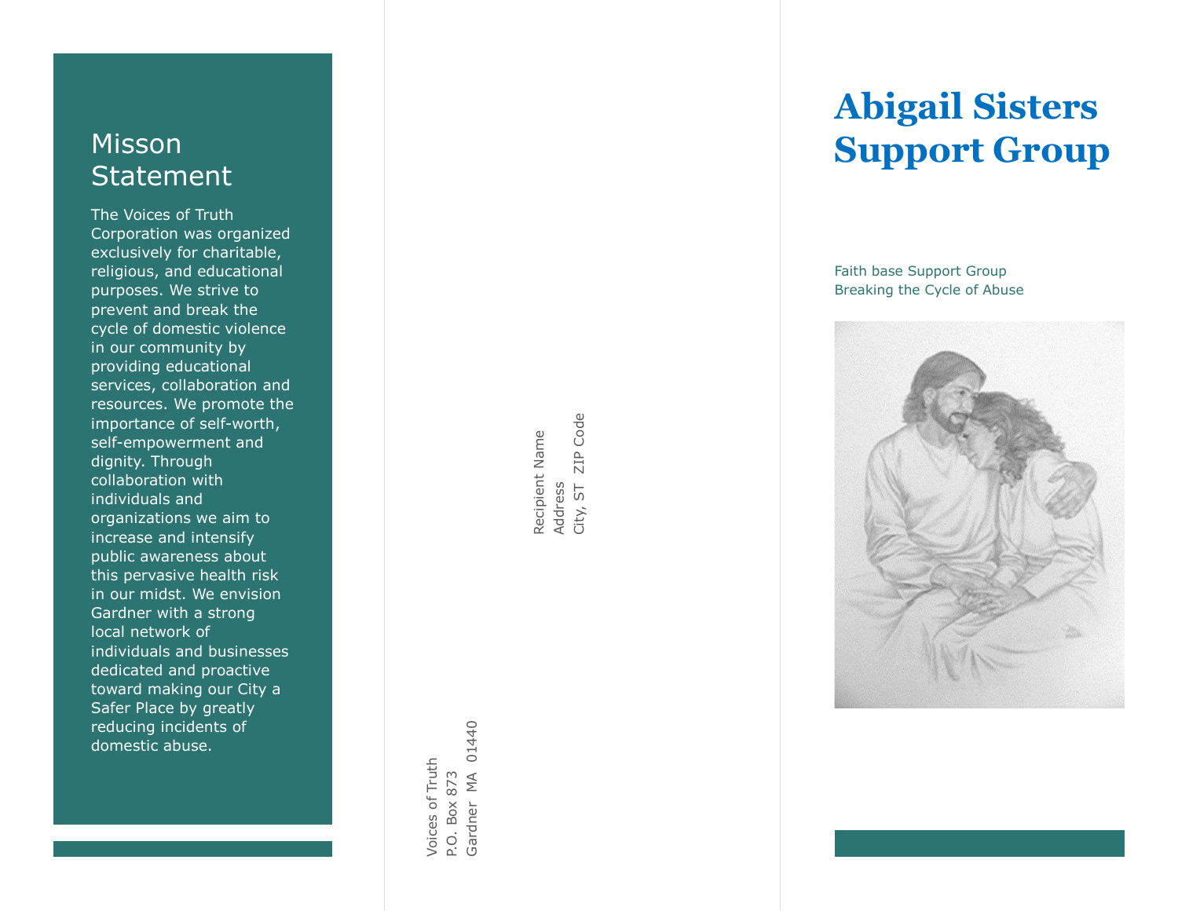## Misson Statement

The Voices of Truth Corporation was organized exclusively for charitable, religious, and educational purposes. We strive to prevent and break the cycle of domestic violence in our community by providing educational services, collaboration and resources. We promote the importance of self-worth, self-empowerment and dignity. Through collaboration with individuals and organizations we aim to increase and intensify public awareness about this pervasive health risk in our midst. We envision Gardner with a strong local network of individuals and businesses dedicated and proactive toward making our City a Safer Place by greatly reducing incidents of domestic abuse.

Voices of Truth
P.O. Box 873
Gardner MA 01440

Recipient Name
Address
City, ST ZIP Code

# Abigail Sisters Support Group

Faith base Support Group
Breaking the Cycle of Abuse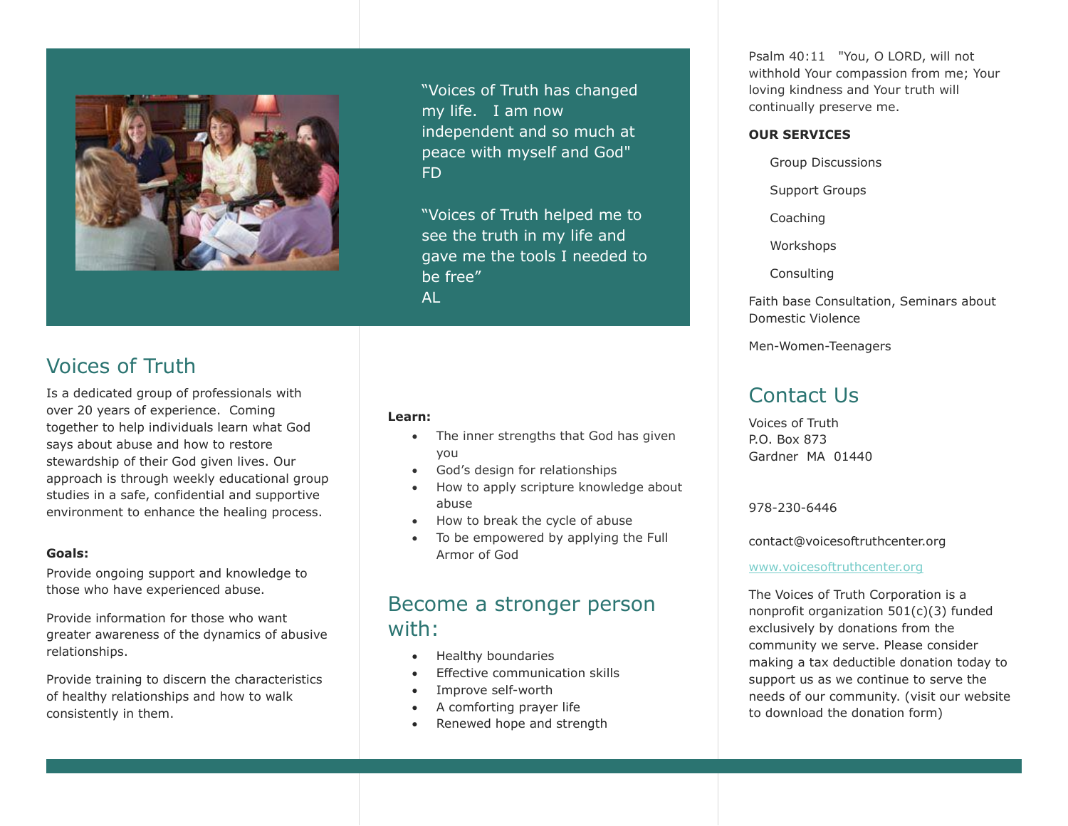“Voices of Truth has changed my life. I am now independent and so much at peace with myself and God" FD

“Voices of Truth helped me to see the truth in my life and gave me the tools I needed to be free” AL

## Voices of Truth

Is a dedicated group of professionals with over 20 years of experience. Coming together to help individuals learn what God says about abuse and how to restore stewardship of their God given lives. Our approach is through weekly educational group studies in a safe, confidential and supportive environment to enhance the healing process.

**Goals:**

Provide ongoing support and knowledge to those who have experienced abuse.

Provide information for those who want greater awareness of the dynamics of abusive relationships.

Provide training to discern the characteristics of healthy relationships and how to walk consistently in them.

**Learn:**

- The inner strengths that God has given you
- God’s design for relationships
- How to apply scripture knowledge about abuse
- How to break the cycle of abuse
- To be empowered by applying the Full Armor of God

## Become a stronger person with:

- Healthy boundaries
- Effective communication skills
- Improve self-worth
- A comforting prayer life
- Renewed hope and strength

Psalm 40:11 "You, O LORD, will not withhold Your compassion from me; Your loving kindness and Your truth will continually preserve me.

**OUR SERVICES**

Group Discussions

Support Groups

Coaching

Workshops

Consulting

Faith base Consultation, Seminars about Domestic Violence

Men-Women-Teenagers

## Contact Us

Voices of Truth
P.O. Box 873
Gardner MA 01440

978-230-6446

contact@voicesoftruthcenter.org

www.voicesoftruthcenter.org

The Voices of Truth Corporation is a nonprofit organization 501(c)(3) funded exclusively by donations from the community we serve. Please consider making a tax deductible donation today to support us as we continue to serve the needs of our community. (visit our website to download the donation form)